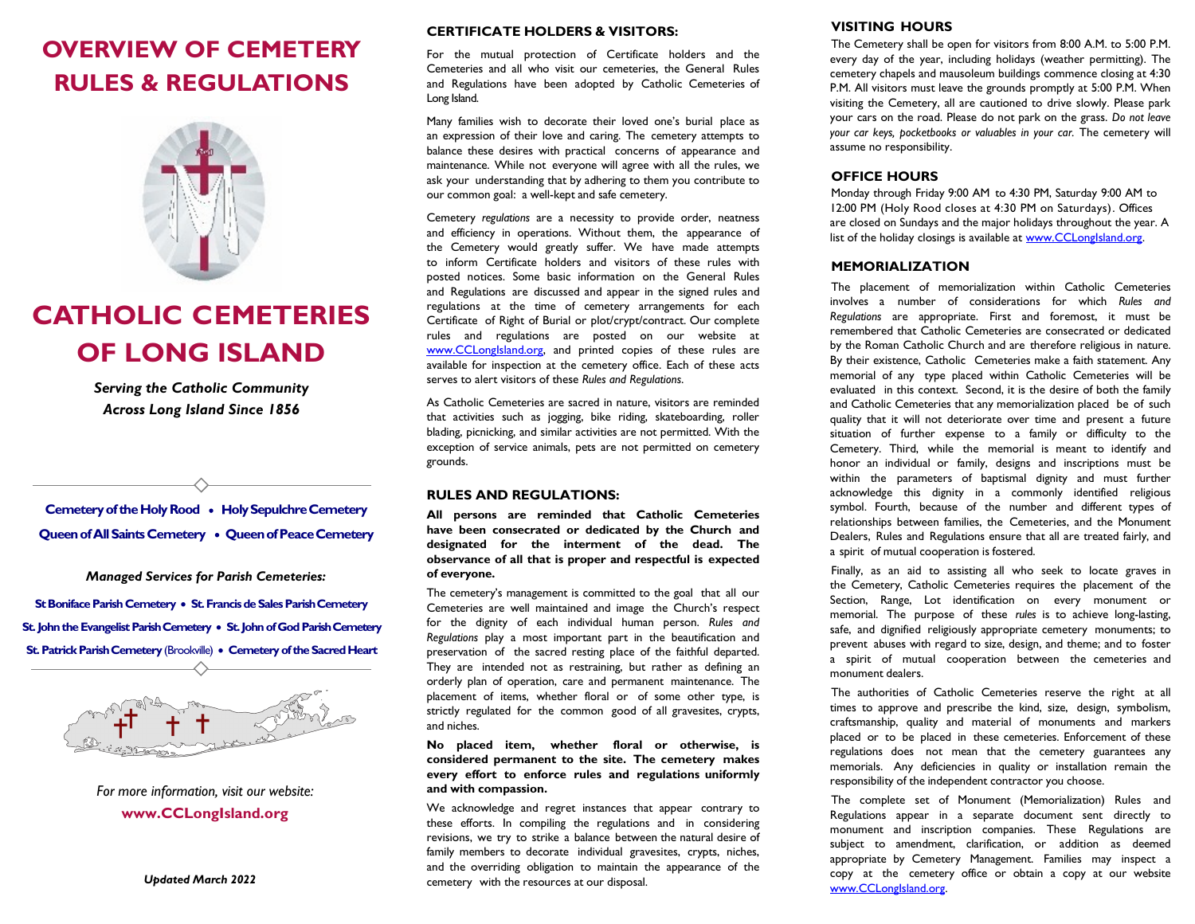# OVERVIEW OF CEMETERY RULES & REGULATIONS

# CATHOLIC CEMETERIES OF LONG ISLAND

***Serving the Catholic Community***
***Across Long Island Since 1856***

**Cemetery of the Holy Rood • Holy Sepulchre Cemetery**
**Queen of All Saints Cemetery • Queen of Peace Cemetery**

***Managed Services for Parish Cemeteries:***

**St Boniface Parish Cemetery • St. Francis de Sales Parish Cemetery**
**St. John the Evangelist Parish Cemetery • St. John of God Parish Cemetery**
**St. Patrick Parish Cemetery** (Brookville) **• Cemetery of the Sacred Heart**

*For more information, visit our website:*
**www.CCLongIsland.org**

***Updated March 2022***

## CERTIFICATE HOLDERS & VISITORS:

For the mutual protection of Certificate holders and the Cemeteries and all who visit our cemeteries, the General Rules and Regulations have been adopted by Catholic Cemeteries of Long Island.

Many families wish to decorate their loved one's burial place as an expression of their love and caring. The cemetery attempts to balance these desires with practical concerns of appearance and maintenance. While not everyone will agree with all the rules, we ask your understanding that by adhering to them you contribute to our common goal: a well-kept and safe cemetery.

Cemetery *regulations* are a necessity to provide order, neatness and efficiency in operations. Without them, the appearance of the Cemetery would greatly suffer. We have made attempts to inform Certificate holders and visitors of these rules with posted notices. Some basic information on the General Rules and Regulations are discussed and appear in the signed rules and regulations at the time of cemetery arrangements for each Certificate of Right of Burial or plot/crypt/contract. Our complete rules and regulations are posted on our website at www.CCLongIsland.org, and printed copies of these rules are available for inspection at the cemetery office. Each of these acts serves to alert visitors of these *Rules and Regulations*.

As Catholic Cemeteries are sacred in nature, visitors are reminded that activities such as jogging, bike riding, skateboarding, roller blading, picnicking, and similar activities are not permitted. With the exception of service animals, pets are not permitted on cemetery grounds.

## RULES AND REGULATIONS:

**All persons are reminded that Catholic Cemeteries have been consecrated or dedicated by the Church and designated for the interment of the dead. The observance of all that is proper and respectful is expected of everyone.**

The cemetery's management is committed to the goal that all our Cemeteries are well maintained and image the Church's respect for the dignity of each individual human person. *Rules and Regulations* play a most important part in the beautification and preservation of the sacred resting place of the faithful departed. They are intended not as restraining, but rather as defining an orderly plan of operation, care and permanent maintenance. The placement of items, whether floral or of some other type, is strictly regulated for the common good of all gravesites, crypts, and niches.

**No placed item, whether floral or otherwise, is considered permanent to the site. The cemetery makes every effort to enforce rules and regulations uniformly and with compassion.**

We acknowledge and regret instances that appear contrary to these efforts. In compiling the regulations and in considering revisions, we try to strike a balance between the natural desire of family members to decorate individual gravesites, crypts, niches, and the overriding obligation to maintain the appearance of the cemetery with the resources at our disposal.

## VISITING HOURS

The Cemetery shall be open for visitors from 8:00 A.M. to 5:00 P.M. every day of the year, including holidays (weather permitting). The cemetery chapels and mausoleum buildings commence closing at 4:30 P.M. All visitors must leave the grounds promptly at 5:00 P.M. When visiting the Cemetery, all are cautioned to drive slowly. Please park your cars on the road. Please do not park on the grass. *Do not leave your car keys, pocketbooks or valuables in your car.* The cemetery will assume no responsibility.

## OFFICE HOURS

Monday through Friday 9:00 AM to 4:30 PM, Saturday 9:00 AM to 12:00 PM (Holy Rood closes at 4:30 PM on Saturdays). Offices are closed on Sundays and the major holidays throughout the year. A list of the holiday closings is available at www.CCLongIsland.org.

## MEMORIALIZATION

The placement of memorialization within Catholic Cemeteries involves a number of considerations for which *Rules and Regulations* are appropriate. First and foremost, it must be remembered that Catholic Cemeteries are consecrated or dedicated by the Roman Catholic Church and are therefore religious in nature. By their existence, Catholic Cemeteries make a faith statement. Any memorial of any type placed within Catholic Cemeteries will be evaluated in this context. Second, it is the desire of both the family and Catholic Cemeteries that any memorialization placed be of such quality that it will not deteriorate over time and present a future situation of further expense to a family or difficulty to the Cemetery. Third, while the memorial is meant to identify and honor an individual or family, designs and inscriptions must be within the parameters of baptismal dignity and must further acknowledge this religious dignity in a commonly identified religious symbol. Fourth, because of the number and different types of relationships between families, the Cemeteries, and the Monument Dealers, Rules and Regulations ensure that all are treated fairly, and a spirit of mutual cooperation is fostered.

Finally, as an aid to assisting all who seek to locate graves in the Cemetery, Catholic Cemeteries requires the placement of the Section, Range, Lot identification on every monument or memorial. The purpose of these *rules* is to achieve long-lasting, safe, and dignified religiously appropriate cemetery monuments; to prevent abuses with regard to size, design, and theme; and to foster a spirit of mutual cooperation between the cemeteries and monument dealers.

The authorities of Catholic Cemeteries reserve the right at all times to approve and prescribe the kind, size, design, symbolism, craftsmanship, quality and material of monuments and markers placed or to be placed in these cemeteries. Enforcement of these regulations does not mean that the cemetery guarantees any memorials. Any deficiencies in quality or installation remain the responsibility of the independent contractor you choose.

The complete set of Monument (Memorialization) Rules and Regulations appear in a separate document sent directly to monument and inscription companies. These Regulations are subject to amendment, clarification, or addition as deemed appropriate by Cemetery Management. Families may inspect a copy at the cemetery office or obtain a copy at our website www.CCLongIsland.org.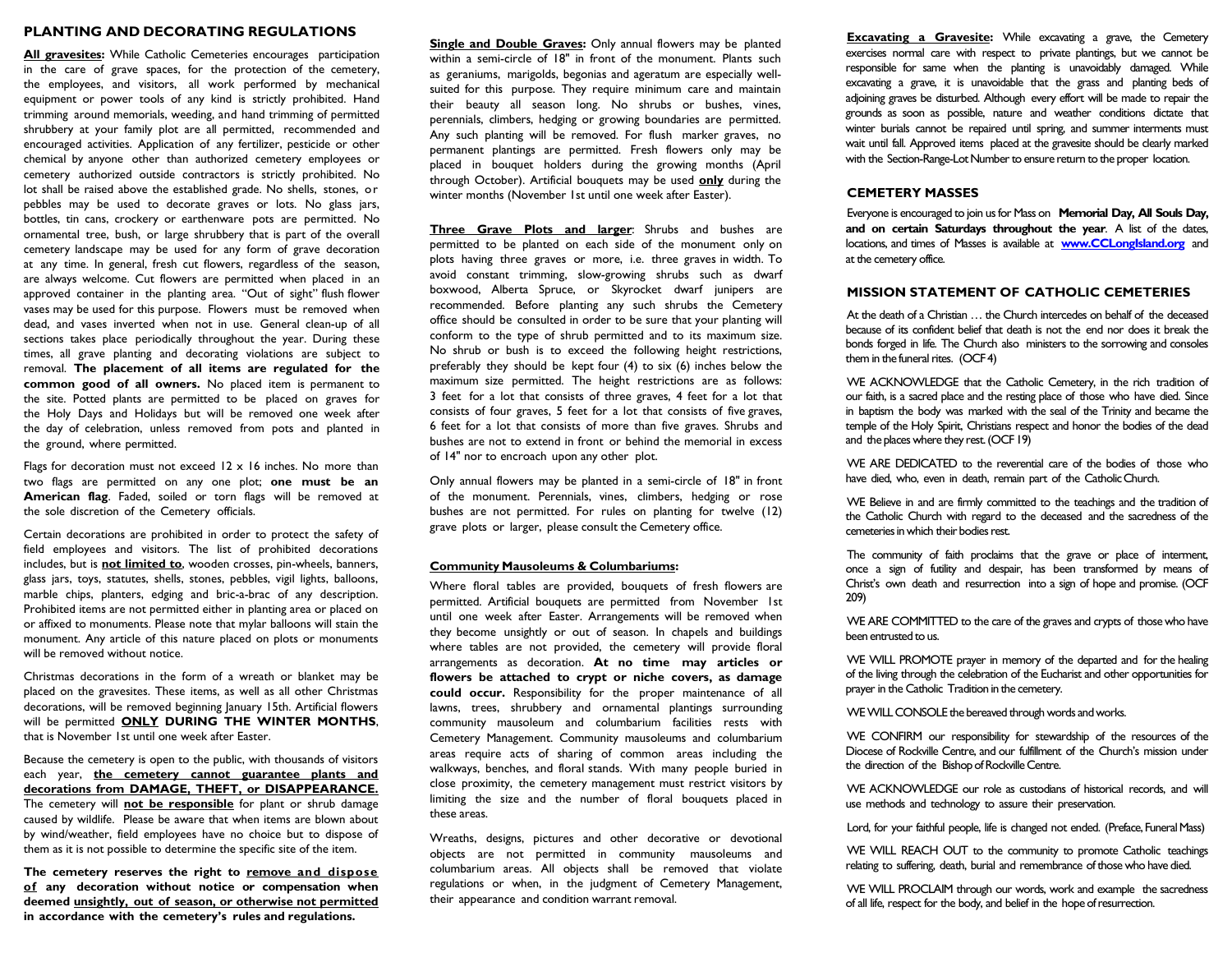## PLANTING AND DECORATING REGULATIONS

**All gravesites:** While Catholic Cemeteries encourages participation in the care of grave spaces, for the protection of the cemetery, the employees, and visitors, all work performed by mechanical equipment or power tools of any kind is strictly prohibited. Hand trimming around memorials, weeding, and hand trimming of permitted shrubbery at your family plot are all permitted, recommended and encouraged activities. Application of any fertilizer, pesticide or other chemical by anyone other than authorized cemetery employees or cemetery authorized outside contractors is strictly prohibited. No lot shall be raised above the established grade. No shells, stones, or pebbles may be used to decorate graves or lots. No glass jars, bottles, tin cans, crockery or earthenware pots are permitted. No ornamental tree, bush, or large shrubbery that is part of the overall cemetery landscape may be used for any form of grave decoration at any time. In general, fresh cut flowers, regardless of the season, are always welcome. Cut flowers are permitted when placed in an approved container in the planting area. "Out of sight" flush flower vases may be used for this purpose. Flowers must be removed when dead, and vases inverted when not in use. General clean-up of all sections takes place periodically throughout the year. During these times, all grave planting and decorating violations are subject to removal. **The placement of all items are regulated for the common good of all owners.** No placed item is permanent to the site. Potted plants are permitted to be placed on graves for the Holy Days and Holidays but will be removed one week after the day of celebration, unless removed from pots and planted in the ground, where permitted.

Flags for decoration must not exceed 12 x 16 inches. No more than two flags are permitted on any one plot; **one must be an American flag**. Faded, soiled or torn flags will be removed at the sole discretion of the Cemetery officials.

Certain decorations are prohibited in order to protect the safety of field employees and visitors. The list of prohibited decorations includes, but is **not limited to**, wooden crosses, pin-wheels, banners, glass jars, toys, statutes, shells, stones, pebbles, vigil lights, balloons, marble chips, planters, edging and bric-a-brac of any description. Prohibited items are not permitted either in planting area or placed on or affixed to monuments. Please note that mylar balloons will stain the monument. Any article of this nature placed on plots or monuments will be removed without notice.

Christmas decorations in the form of a wreath or blanket may be placed on the gravesites. These items, as well as all other Christmas decorations, will be removed beginning January 15th. Artificial flowers will be permitted **ONLY DURING THE WINTER MONTHS**, that is November 1st until one week after Easter.

Because the cemetery is open to the public, with thousands of visitors each year, **the cemetery cannot guarantee plants and decorations from DAMAGE, THEFT, or DISAPPEARANCE.** The cemetery will **not be responsible** for plant or shrub damage caused by wildlife. Please be aware that when items are blown about by wind/weather, field employees have no choice but to dispose of them as it is not possible to determine the specific site of the item.

**The cemetery reserves the right to remove and dispose of any decoration without notice or compensation when deemed unsightly, out of season, or otherwise not permitted in accordance with the cemetery's rules and regulations.**

**Single and Double Graves:** Only annual flowers may be planted within a semi-circle of 18" in front of the monument. Plants such as geraniums, marigolds, begonias and ageratum are especially well-suited for this purpose. They require minimum care and maintain their beauty all season long. No shrubs or bushes, vines, perennials, climbers, hedging or growing boundaries are permitted. Any such planting will be removed. For flush marker graves, no permanent plantings are permitted. Fresh flowers only may be placed in bouquet holders during the growing months (April through October). Artificial bouquets may be used **only** during the winter months (November 1st until one week after Easter).

**Three Grave Plots and larger**: Shrubs and bushes are permitted to be planted on each side of the monument only on plots having three graves or more, i.e. three graves in width. To avoid constant trimming, slow-growing shrubs such as dwarf boxwood, Alberta Spruce, or Skyrocket dwarf junipers are recommended. Before planting any such shrubs the Cemetery office should be consulted in order to be sure that your planting will conform to the type of shrub permitted and to its maximum size. No shrub or bush is to exceed the following height restrictions, preferably they should be kept four (4) to six (6) inches below the maximum size permitted. The height restrictions are as follows: 3 feet for a lot that consists of three graves, 4 feet for a lot that consists of four graves, 5 feet for a lot that consists of five graves, 6 feet for a lot that consists of more than five graves. Shrubs and bushes are not to extend in front or behind the memorial in excess of 14" nor to encroach upon any other plot.

Only annual flowers may be planted in a semi-circle of 18" in front of the monument. Perennials, vines, climbers, hedging or rose bushes are not permitted. For rules on planting for twelve (12) grave plots or larger, please consult the Cemetery office.

**Community Mausoleums & Columbariums:**

Where floral tables are provided, bouquets of fresh flowers are permitted. Artificial bouquets are permitted from November 1st until one week after Easter. Arrangements will be removed when they become unsightly or out of season. In chapels and buildings where tables are not provided, the cemetery will provide floral arrangements as decoration. **At no time may articles or flowers be attached to crypt or niche covers, as damage could occur.** Responsibility for the proper maintenance of all lawns, trees, shrubbery and ornamental plantings surrounding community mausoleum and columbarium facilities rests with Cemetery Management. Community mausoleums and columbarium areas require acts of sharing of common areas including the walkways, benches, and floral stands. With many people buried in close proximity, the cemetery management must restrict visitors by limiting the size and the number of floral bouquets placed in these areas.

Wreaths, designs, pictures and other decorative or devotional objects are not permitted in community mausoleums and columbarium areas. All objects shall be removed that violate regulations or when, in the judgment of Cemetery Management, their appearance and condition warrant removal.

**Excavating a Gravesite:** While excavating a grave, the Cemetery exercises normal care with respect to private plantings, but we cannot be responsible for same when the planting is unavoidably damaged. While excavating a grave, it is unavoidable that the grass and planting beds of adjoining graves be disturbed. Although every effort will be made to repair the grounds as soon as possible, nature and weather conditions dictate that winter burials cannot be repaired until spring, and summer interments must wait until fall. Approved items placed at the gravesite should be clearly marked with the Section-Range-Lot Number to ensure return to the proper location.

## CEMETERY MASSES

Everyone is encouraged to join us for Mass on **Memorial Day, All Souls Day, and on certain Saturdays throughout the year**. A list of the dates, locations, and times of Masses is available at **www.CCLongIsland.org** and at the cemetery office.

## MISSION STATEMENT OF CATHOLIC CEMETERIES

At the death of a Christian … the Church intercedes on behalf of the deceased because of its confident belief that death is not the end nor does it break the bonds forged in life. The Church also ministers to the sorrowing and consoles them in the funeral rites. (OCF 4)

WE ACKNOWLEDGE that the Catholic Cemetery, in the rich tradition of our faith, is a sacred place and the resting place of those who have died. Since in baptism the body was marked with the seal of the Trinity and became the temple of the Holy Spirit, Christians respect and honor the bodies of the dead and the places where they rest. (OCF 19)

WE ARE DEDICATED to the reverential care of the bodies of those who have died, who, even in death, remain part of the Catholic Church.

WE Believe in and are firmly committed to the teachings and the tradition of the Catholic Church with regard to the deceased and the sacredness of the cemeteries in which their bodies rest.

The community of faith proclaims that the grave or place of interment, once a sign of futility and despair, has been transformed by means of Christ's own death and resurrection into a sign of hope and promise. (OCF 209)

WE ARE COMMITTED to the care of the graves and crypts of those who have been entrusted to us.

WE WILL PROMOTE prayer in memory of the departed and for the healing of the living through the celebration of the Eucharist and other opportunities for prayer in the Catholic Tradition in the cemetery.

WE WILL CONSOLE the bereaved through words and works.

WE CONFIRM our responsibility for stewardship of the resources of the Diocese of Rockville Centre, and our fulfillment of the Church's mission under the direction of the Bishop of Rockville Centre.

WE ACKNOWLEDGE our role as custodians of historical records, and will use methods and technology to assure their preservation.

Lord, for your faithful people, life is changed not ended. (Preface, Funeral Mass)

WE WILL REACH OUT to the community to promote Catholic teachings relating to suffering, death, burial and remembrance of those who have died.

WE WILL PROCLAIM through our words, work and example the sacredness of all life, respect for the body, and belief in the hope of resurrection.